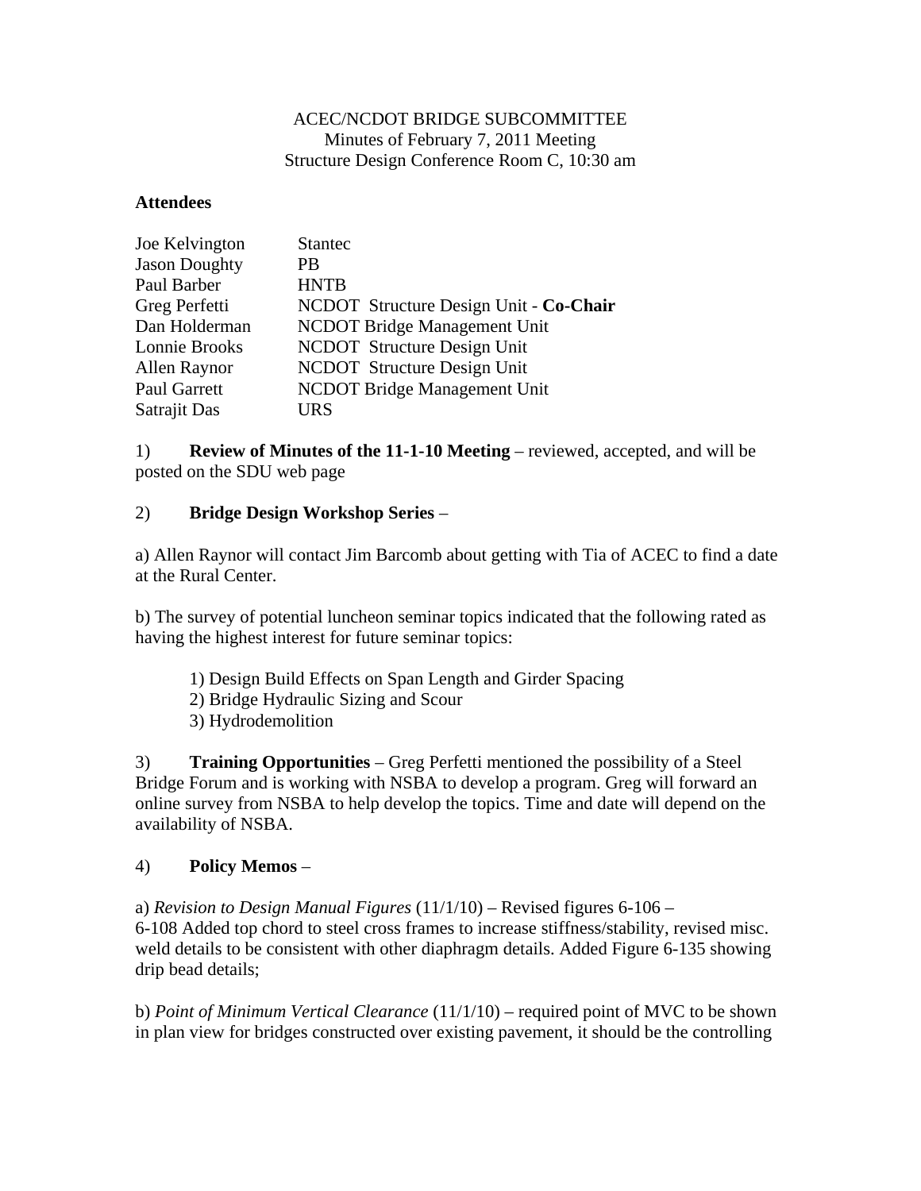ACEC/NCDOT BRIDGE SUBCOMMITTEE
Minutes of February 7, 2011 Meeting
Structure Design Conference Room C, 10:30 am

**Attendees**

| | |
|---|---|
| Joe Kelvington | Stantec |
| Jason Doughty | PB |
| Paul Barber | HNTB |
| Greg Perfetti | NCDOT Structure Design Unit - **Co-Chair** |
| Dan Holderman | NCDOT Bridge Management Unit |
| Lonnie Brooks | NCDOT Structure Design Unit |
| Allen Raynor | NCDOT Structure Design Unit |
| Paul Garrett | NCDOT Bridge Management Unit |
| Satrajit Das | URS |

1) **Review of Minutes of the 11-1-10 Meeting** – reviewed, accepted, and will be posted on the SDU web page

2) **Bridge Design Workshop Series** –

a) Allen Raynor will contact Jim Barcomb about getting with Tia of ACEC to find a date at the Rural Center.

b) The survey of potential luncheon seminar topics indicated that the following rated as having the highest interest for future seminar topics:

1) Design Build Effects on Span Length and Girder Spacing
2) Bridge Hydraulic Sizing and Scour
3) Hydrodemolition

3) **Training Opportunities** – Greg Perfetti mentioned the possibility of a Steel Bridge Forum and is working with NSBA to develop a program. Greg will forward an online survey from NSBA to help develop the topics. Time and date will depend on the availability of NSBA.

4) **Policy Memos** –

a) *Revision to Design Manual Figures* (11/1/10) – Revised figures 6-106 – 6-108 Added top chord to steel cross frames to increase stiffness/stability, revised misc. weld details to be consistent with other diaphragm details. Added Figure 6-135 showing drip bead details;

b) *Point of Minimum Vertical Clearance* (11/1/10) – required point of MVC to be shown in plan view for bridges constructed over existing pavement, it should be the controlling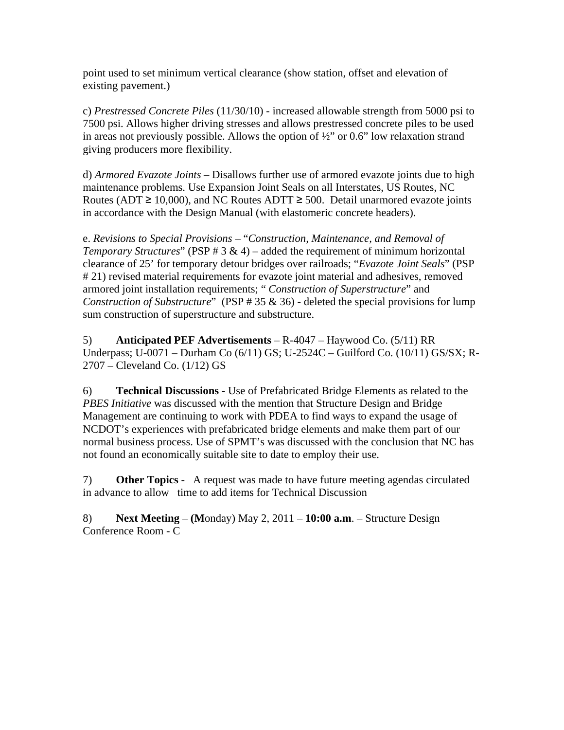point used to set minimum vertical clearance (show station, offset and elevation of existing pavement.)

c) *Prestressed Concrete Piles* (11/30/10) - increased allowable strength from 5000 psi to 7500 psi. Allows higher driving stresses and allows prestressed concrete piles to be used in areas not previously possible. Allows the option of ½" or 0.6" low relaxation strand giving producers more flexibility.

d) *Armored Evazote Joints* – Disallows further use of armored evazote joints due to high maintenance problems. Use Expansion Joint Seals on all Interstates, US Routes, NC Routes (ADT ≥ 10,000), and NC Routes ADTT ≥ 500. Detail unarmored evazote joints in accordance with the Design Manual (with elastomeric concrete headers).

e. *Revisions to Special Provisions* – "*Construction, Maintenance, and Removal of Temporary Structures*" (PSP # 3 & 4) – added the requirement of minimum horizontal clearance of 25' for temporary detour bridges over railroads; "*Evazote Joint Seals*" (PSP # 21) revised material requirements for evazote joint material and adhesives, removed armored joint installation requirements; " *Construction of Superstructure*" and *Construction of Substructure*" (PSP # 35 & 36) - deleted the special provisions for lump sum construction of superstructure and substructure.

5) **Anticipated PEF Advertisements** – R-4047 – Haywood Co. (5/11) RR Underpass; U-0071 – Durham Co (6/11) GS; U-2524C – Guilford Co. (10/11) GS/SX; R-2707 – Cleveland Co. (1/12) GS

6) **Technical Discussions** - Use of Prefabricated Bridge Elements as related to the *PBES Initiative* was discussed with the mention that Structure Design and Bridge Management are continuing to work with PDEA to find ways to expand the usage of NCDOT's experiences with prefabricated bridge elements and make them part of our normal business process. Use of SPMT's was discussed with the conclusion that NC has not found an economically suitable site to date to employ their use.

7) **Other Topics** - A request was made to have future meeting agendas circulated in advance to allow time to add items for Technical Discussion

8) **Next Meeting** – **(M**onday) May 2, 2011 – **10:00 a.m**. – Structure Design Conference Room - C